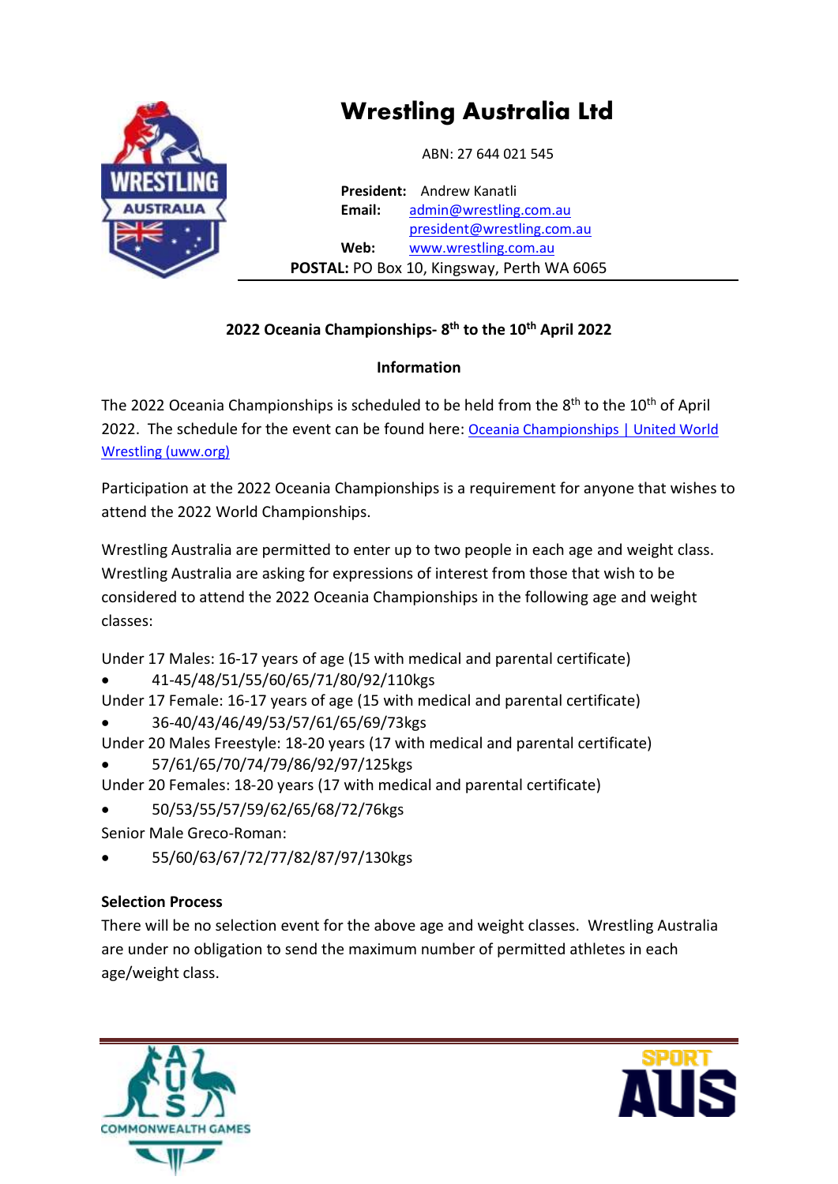# Wrestling Australia Ltd

ABN: 27 644 021 545

**President:** Andrew Kanatli
**Email:** admin@wrestling.com.au
president@wrestling.com.au
**Web:** www.wrestling.com.au
**POSTAL:** PO Box 10, Kingsway, Perth WA 6065

**2022 Oceania Championships- 8th to the 10th April 2022**

**Information**

The 2022 Oceania Championships is scheduled to be held from the 8th to the 10th of April 2022. The schedule for the event can be found here: [Oceania Championships | United World Wrestling (uww.org)](uww.org)

Participation at the 2022 Oceania Championships is a requirement for anyone that wishes to attend the 2022 World Championships.

Wrestling Australia are permitted to enter up to two people in each age and weight class. Wrestling Australia are asking for expressions of interest from those that wish to be considered to attend the 2022 Oceania Championships in the following age and weight classes:

Under 17 Males: 16-17 years of age (15 with medical and parental certificate)
- 41-45/48/51/55/60/65/71/80/92/110kgs

Under 17 Female: 16-17 years of age (15 with medical and parental certificate)
- 36-40/43/46/49/53/57/61/65/69/73kgs

Under 20 Males Freestyle: 18-20 years (17 with medical and parental certificate)
- 57/61/65/70/74/79/86/92/97/125kgs

Under 20 Females: 18-20 years (17 with medical and parental certificate)
- 50/53/55/57/59/62/65/68/72/76kgs

Senior Male Greco-Roman:
- 55/60/63/67/72/77/82/87/97/130kgs

**Selection Process**

There will be no selection event for the above age and weight classes. Wrestling Australia are under no obligation to send the maximum number of permitted athletes in each age/weight class.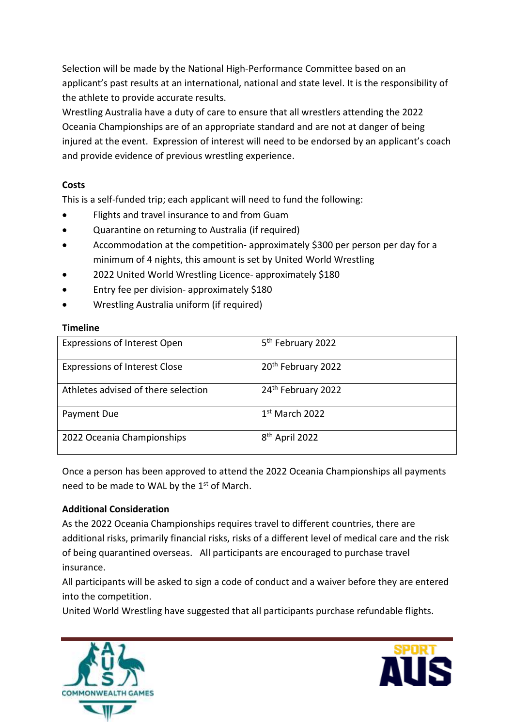Selection will be made by the National High-Performance Committee based on an applicant's past results at an international, national and state level. It is the responsibility of the athlete to provide accurate results.

Wrestling Australia have a duty of care to ensure that all wrestlers attending the 2022 Oceania Championships are of an appropriate standard and are not at danger of being injured at the event. Expression of interest will need to be endorsed by an applicant's coach and provide evidence of previous wrestling experience.

**Costs**

This is a self-funded trip; each applicant will need to fund the following:

- Flights and travel insurance to and from Guam
- Quarantine on returning to Australia (if required)
- Accommodation at the competition- approximately $300 per person per day for a minimum of 4 nights, this amount is set by United World Wrestling
- 2022 United World Wrestling Licence- approximately $180
- Entry fee per division- approximately $180
- Wrestling Australia uniform (if required)

**Timeline**

| Expressions of Interest Open | 5th February 2022 |
|---|---|
| Expressions of Interest Close | 20th February 2022 |
| Athletes advised of there selection | 24th February 2022 |
| Payment Due | 1st March 2022 |
| 2022 Oceania Championships | 8th April 2022 |

Once a person has been approved to attend the 2022 Oceania Championships all payments need to be made to WAL by the 1st of March.

**Additional Consideration**

As the 2022 Oceania Championships requires travel to different countries, there are additional risks, primarily financial risks, risks of a different level of medical care and the risk of being quarantined overseas. All participants are encouraged to purchase travel insurance.

All participants will be asked to sign a code of conduct and a waiver before they are entered into the competition.

United World Wrestling have suggested that all participants purchase refundable flights.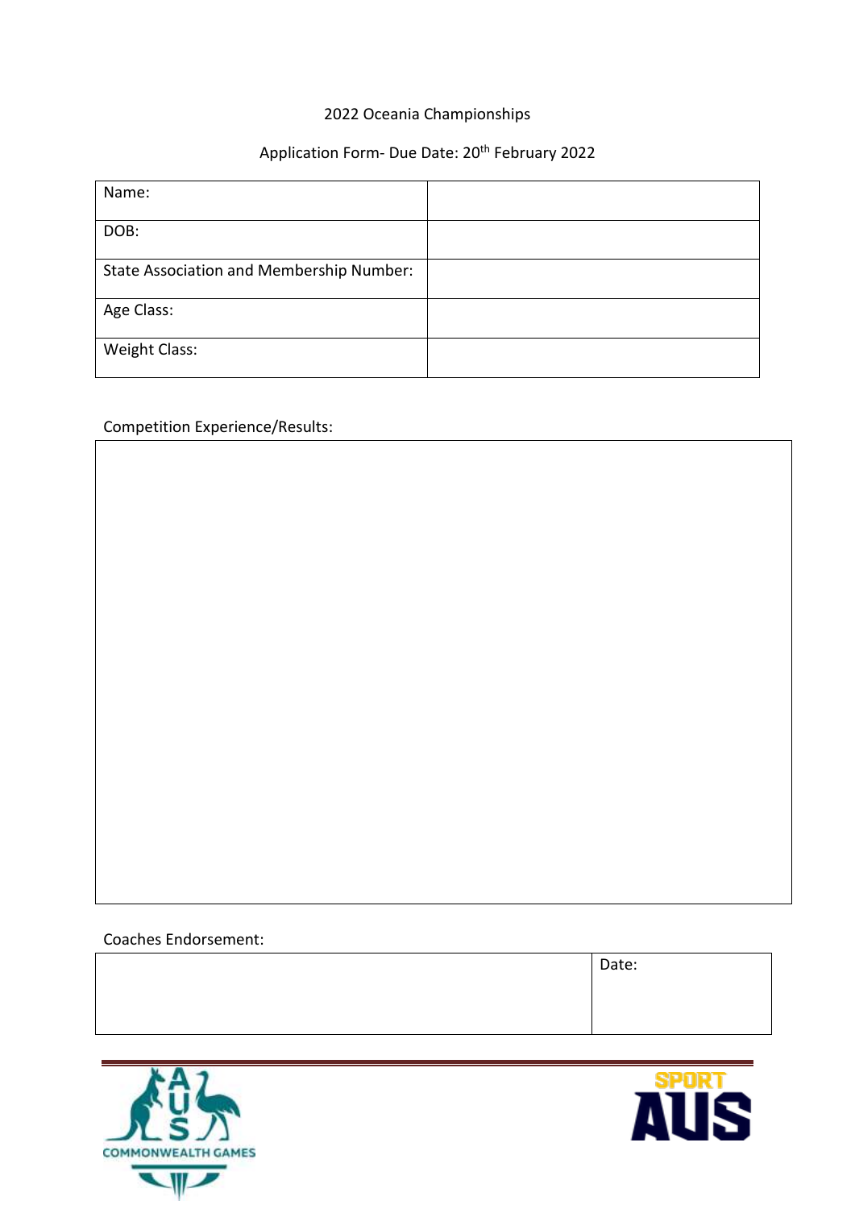2022 Oceania Championships

Application Form- Due Date: 20th February 2022

| | |
|---|---|
| Name: | |
| DOB: | |
| State Association and Membership Number: | |
| Age Class: | |
| Weight Class: | |

Competition Experience/Results:

| |
|---|
| |

Coaches Endorsement:

| | |
|---|---|
| | Date: |